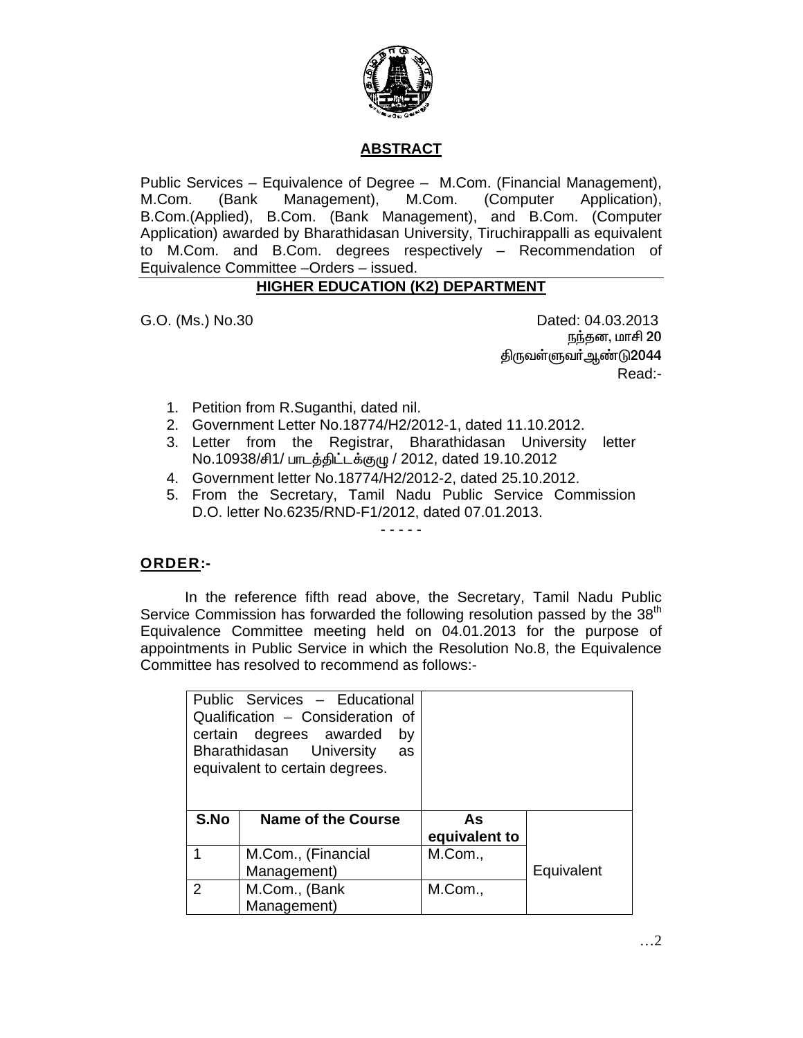## ABSTRACT

Public Services – Equivalence of Degree – M.Com. (Financial Management), M.Com. (Bank Management), M.Com. (Computer Application), B.Com.(Applied), B.Com. (Bank Management), and B.Com. (Computer Application) awarded by Bharathidasan University, Tiruchirappalli as equivalent to M.Com. and B.Com. degrees respectively – Recommendation of Equivalence Committee –Orders – issued.

## HIGHER EDUCATION (K2) DEPARTMENT

G.O. (Ms.) No.30 Dated: 04.03.2013

நந்தன, மாசி 20

திருவள்ளுவர் ஆண்டு2044

Read:-

1. Petition from R.Suganthi, dated nil.
2. Government Letter No.18774/H2/2012-1, dated 11.10.2012.
3. Letter from the Registrar, Bharathidasan University letter No.10938/சி1/ பாடத்திட்டக்குழு / 2012, dated 19.10.2012
4. Government letter No.18774/H2/2012-2, dated 25.10.2012.
5. From the Secretary, Tamil Nadu Public Service Commission D.O. letter No.6235/RND-F1/2012, dated 07.01.2013.

- - - - -

**ORDER:-**

In the reference fifth read above, the Secretary, Tamil Nadu Public Service Commission has forwarded the following resolution passed by the 38th Equivalence Committee meeting held on 04.01.2013 for the purpose of appointments in Public Service in which the Resolution No.8, the Equivalence Committee has resolved to recommend as follows:-

| Public Services – Educational Qualification – Consideration of certain degrees awarded by Bharathidasan University as equivalent to certain degrees. | | | |
|---|---|---|---|
| **S.No** | **Name of the Course** | **As equivalent to** | |
| 1 | M.Com., (Financial Management) | M.Com., | Equivalent |
| 2 | M.Com., (Bank Management) | M.Com., | |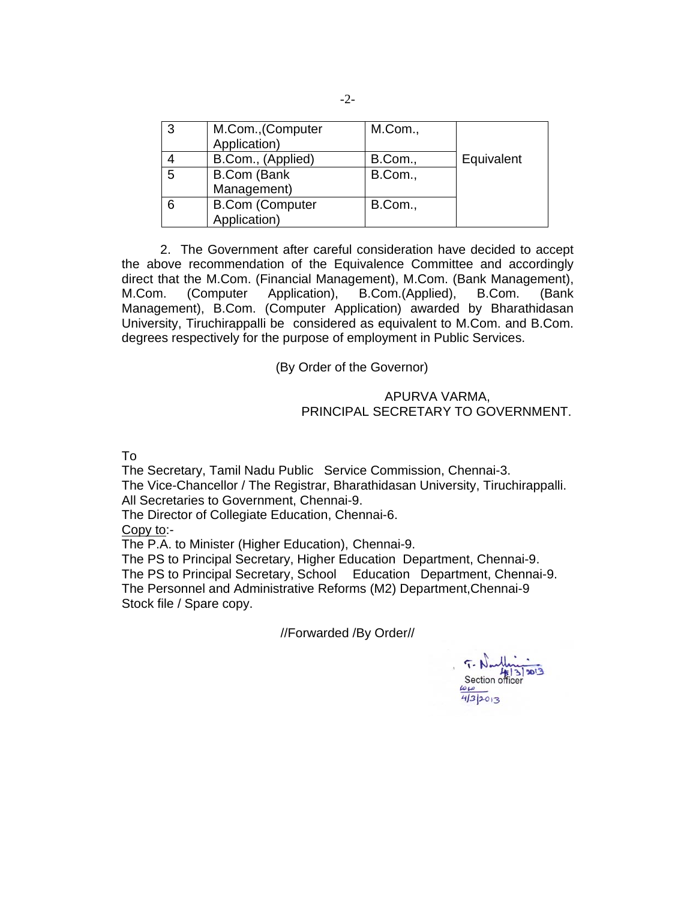| | | | |
|---|---|---|---|
| 3 | M.Com.,(Computer Application) | M.Com., | Equivalent |
| 4 | B.Com., (Applied) | B.Com., | |
| 5 | B.Com (Bank Management) | B.Com., | |
| 6 | B.Com (Computer Application) | B.Com., | |

2. The Government after careful consideration have decided to accept the above recommendation of the Equivalence Committee and accordingly direct that the M.Com. (Financial Management), M.Com. (Bank Management), M.Com. (Computer Application), B.Com.(Applied), B.Com. (Bank Management), B.Com. (Computer Application) awarded by Bharathidasan University, Tiruchirappalli be considered as equivalent to M.Com. and B.Com. degrees respectively for the purpose of employment in Public Services.

(By Order of the Governor)

APURVA VARMA,
PRINCIPAL SECRETARY TO GOVERNMENT.

To
The Secretary, Tamil Nadu Public Service Commission, Chennai-3.
The Vice-Chancellor / The Registrar, Bharathidasan University, Tiruchirappalli.
All Secretaries to Government, Chennai-9.
The Director of Collegiate Education, Chennai-6.
Copy to:-
The P.A. to Minister (Higher Education), Chennai-9.
The PS to Principal Secretary, Higher Education Department, Chennai-9.
The PS to Principal Secretary, School Education Department, Chennai-9.
The Personnel and Administrative Reforms (M2) Department,Chennai-9
Stock file / Spare copy.

//Forwarded /By Order//

T. Nandhini 4/3/2013
Section officer
4/3/2013